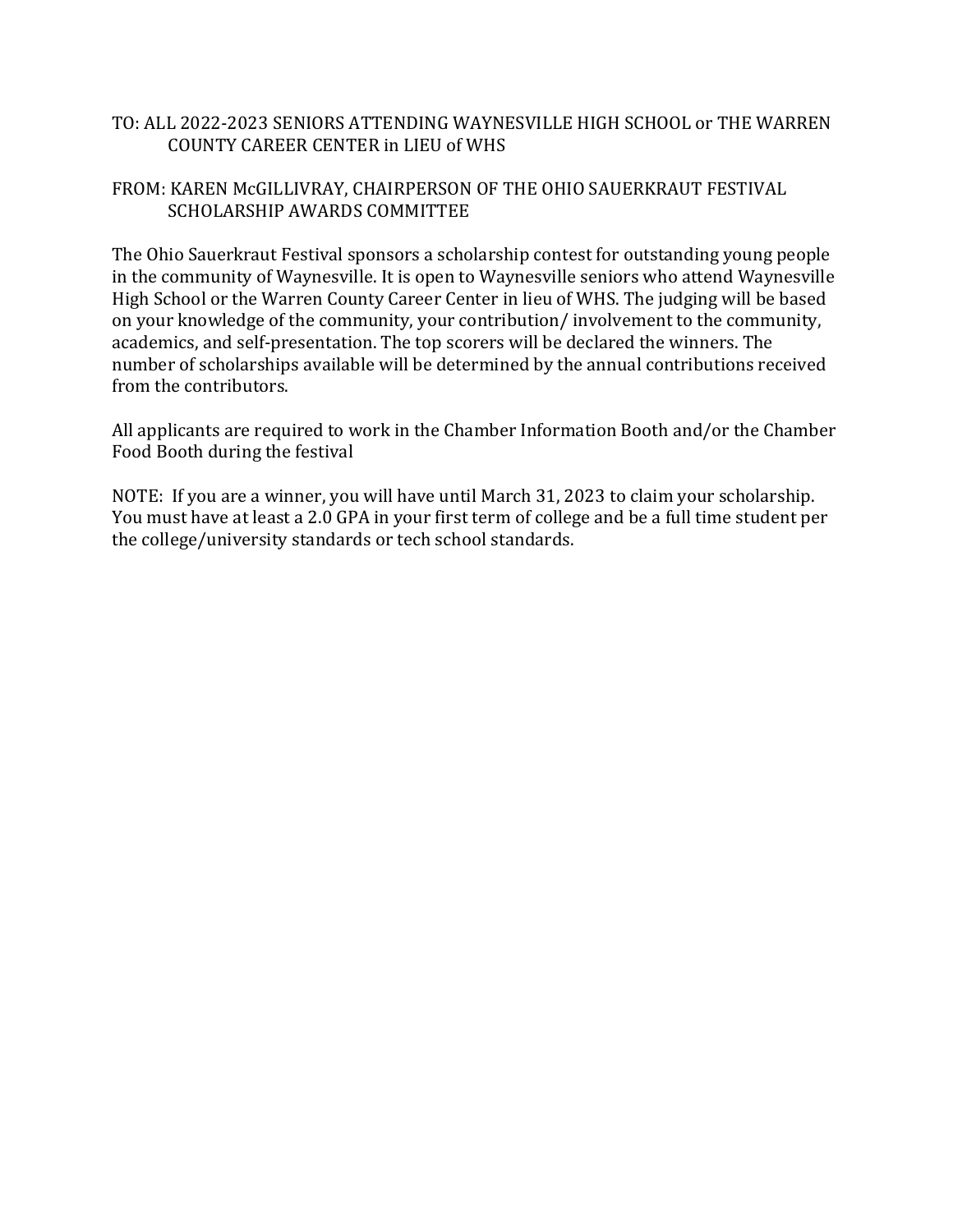TO: ALL 2022-2023 SENIORS ATTENDING WAYNESVILLE HIGH SCHOOL or THE WARREN COUNTY CAREER CENTER in LIEU of WHS

FROM: KAREN McGILLIVRAY, CHAIRPERSON OF THE OHIO SAUERKRAUT FESTIVAL SCHOLARSHIP AWARDS COMMITTEE

The Ohio Sauerkraut Festival sponsors a scholarship contest for outstanding young people in the community of Waynesville. It is open to Waynesville seniors who attend Waynesville High School or the Warren County Career Center in lieu of WHS. The judging will be based on your knowledge of the community, your contribution/ involvement to the community, academics, and self-presentation. The top scorers will be declared the winners. The number of scholarships available will be determined by the annual contributions received from the contributors.

All applicants are required to work in the Chamber Information Booth and/or the Chamber Food Booth during the festival

NOTE: If you are a winner, you will have until March 31, 2023 to claim your scholarship. You must have at least a 2.0 GPA in your first term of college and be a full time student per the college/university standards or tech school standards.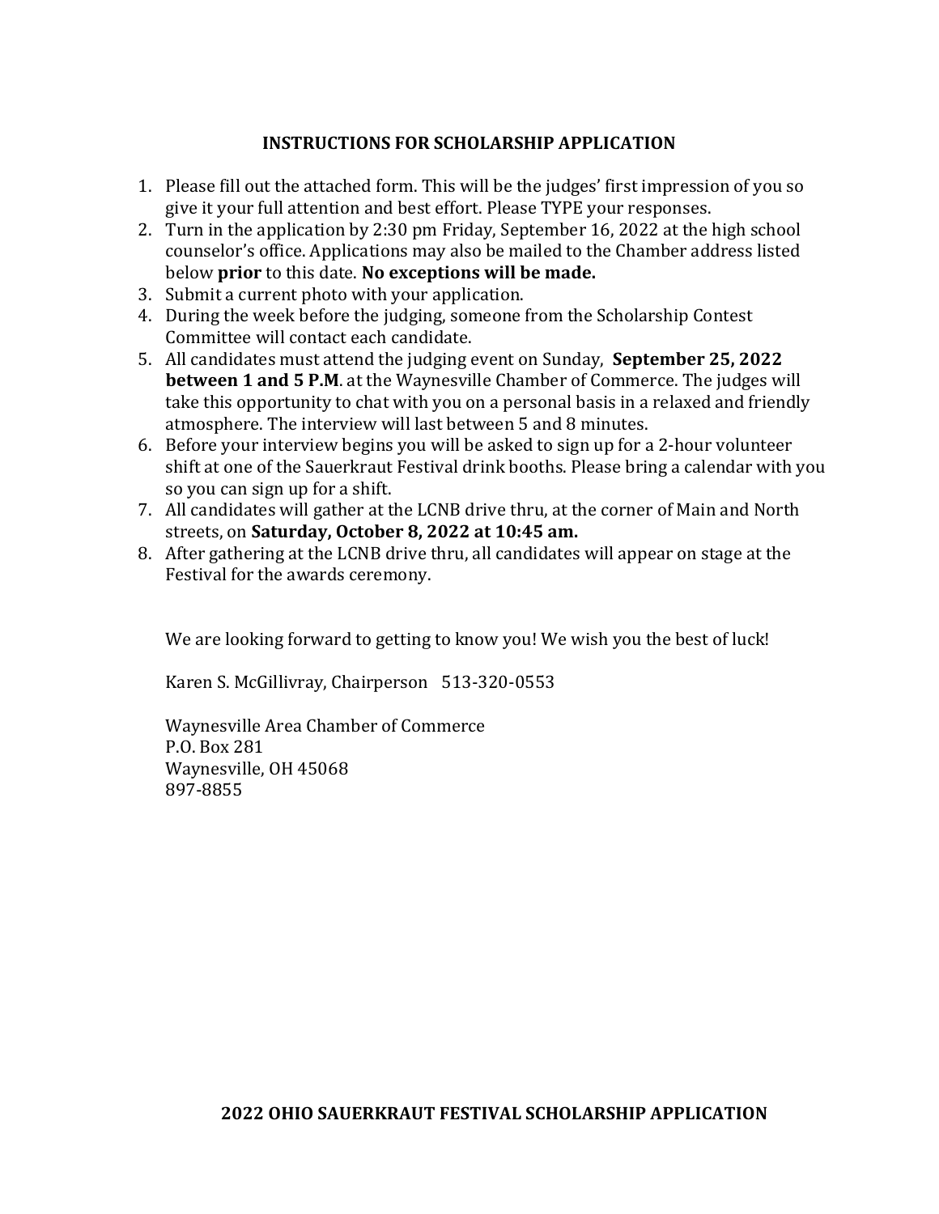## INSTRUCTIONS FOR SCHOLARSHIP APPLICATION

1. Please fill out the attached form. This will be the judges' first impression of you so give it your full attention and best effort. Please TYPE your responses.
2. Turn in the application by 2:30 pm Friday, September 16, 2022 at the high school counselor's office. Applications may also be mailed to the Chamber address listed below **prior** to this date. **No exceptions will be made.**
3. Submit a current photo with your application.
4. During the week before the judging, someone from the Scholarship Contest Committee will contact each candidate.
5. All candidates must attend the judging event on Sunday, **September 25, 2022 between 1 and 5 P.M**. at the Waynesville Chamber of Commerce. The judges will take this opportunity to chat with you on a personal basis in a relaxed and friendly atmosphere. The interview will last between 5 and 8 minutes.
6. Before your interview begins you will be asked to sign up for a 2-hour volunteer shift at one of the Sauerkraut Festival drink booths. Please bring a calendar with you so you can sign up for a shift.
7. All candidates will gather at the LCNB drive thru, at the corner of Main and North streets, on **Saturday, October 8, 2022 at 10:45 am.**
8. After gathering at the LCNB drive thru, all candidates will appear on stage at the Festival for the awards ceremony.

We are looking forward to getting to know you! We wish you the best of luck!

Karen S. McGillivray, Chairperson 513-320-0553

Waynesville Area Chamber of Commerce
P.O. Box 281
Waynesville, OH 45068
897-8855

## 2022 OHIO SAUERKRAUT FESTIVAL SCHOLARSHIP APPLICATION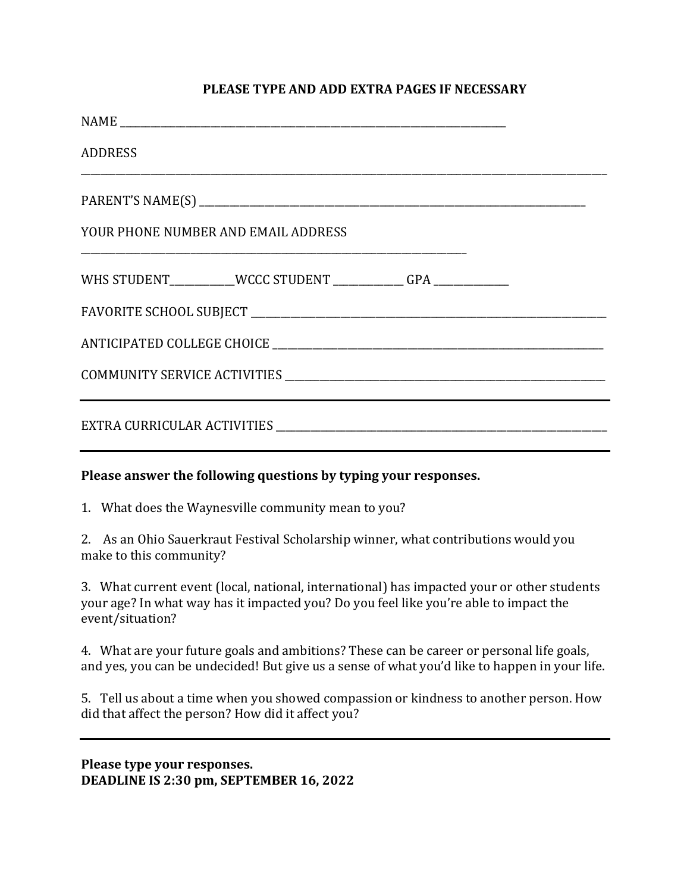**PLEASE TYPE AND ADD EXTRA PAGES IF NECESSARY**

NAME ______________________________________________________________________________

ADDRESS

______________________________________________________________________________________________________

PARENT'S NAME(S) ______________________________________________________________________________

YOUR PHONE NUMBER AND EMAIL ADDRESS

______________________________________________________________________________

WHS STUDENT____________WCCC STUDENT _____________ GPA ______________

FAVORITE SCHOOL SUBJECT ______________________________________________________________________________

ANTICIPATED COLLEGE CHOICE ______________________________________________________________________________

COMMUNITY SERVICE ACTIVITIES ______________________________________________________________________________

---

EXTRA CURRICULAR ACTIVITIES ______________________________________________________________________________

---

**Please answer the following questions by typing your responses.**

1. What does the Waynesville community mean to you?

2. As an Ohio Sauerkraut Festival Scholarship winner, what contributions would you make to this community?

3. What current event (local, national, international) has impacted your or other students your age? In what way has it impacted you? Do you feel like you're able to impact the event/situation?

4. What are your future goals and ambitions? These can be career or personal life goals, and yes, you can be undecided! But give us a sense of what you'd like to happen in your life.

5. Tell us about a time when you showed compassion or kindness to another person. How did that affect the person? How did it affect you?

---

**Please type your responses.**
**DEADLINE IS 2:30 pm, SEPTEMBER 16, 2022**